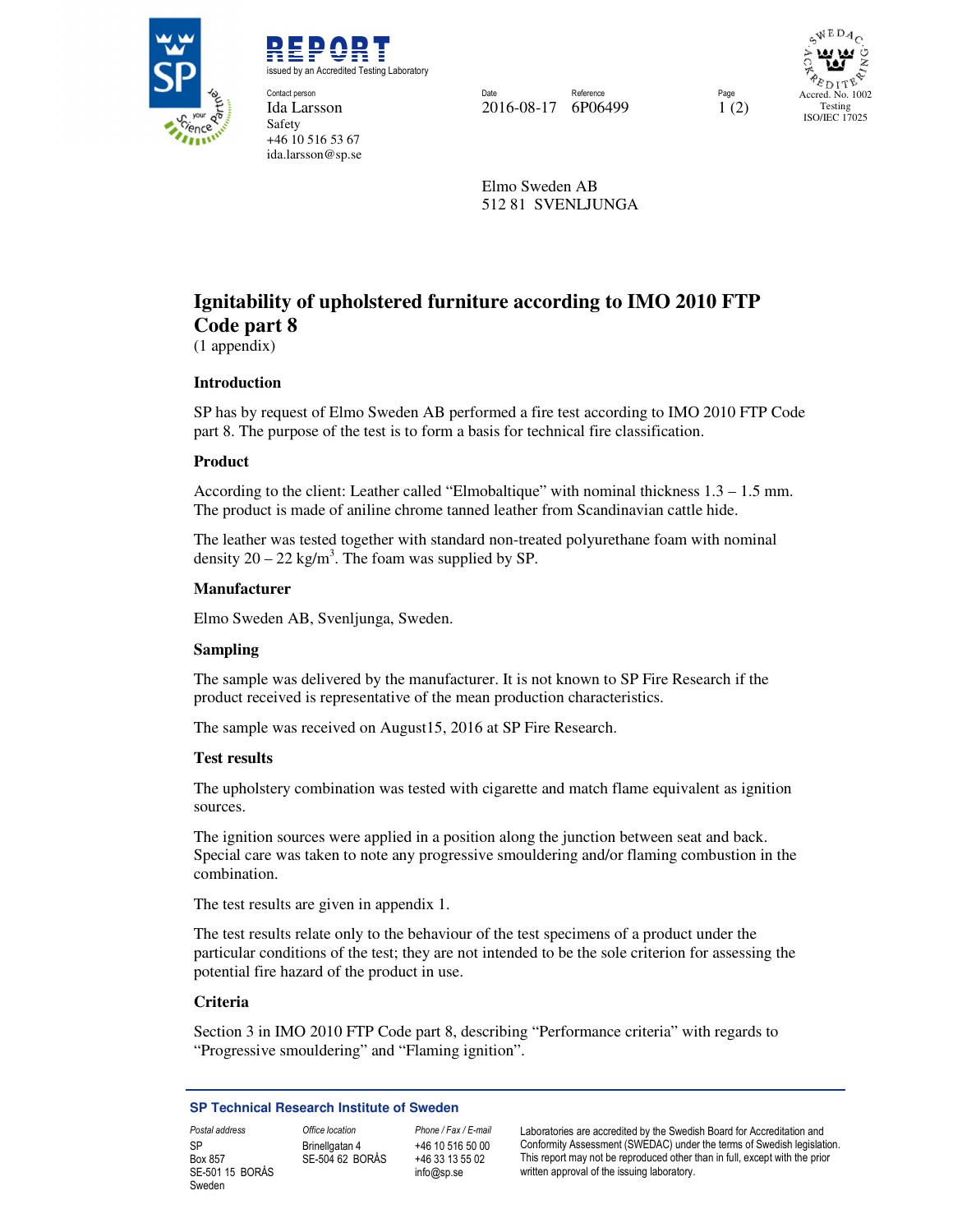**REPORT**
issued by an Accredited Testing Laboratory

Contact person
Ida Larsson
Safety
+46 10 516 53 67
ida.larsson@sp.se

Date
2016-08-17

Reference
6P06499

Page
1 (2)

Accred. No. 1002
Testing
ISO/IEC 17025

Elmo Sweden AB
512 81 SVENLJUNGA

# Ignitability of upholstered furniture according to IMO 2010 FTP Code part 8

(1 appendix)

## Introduction

SP has by request of Elmo Sweden AB performed a fire test according to IMO 2010 FTP Code part 8. The purpose of the test is to form a basis for technical fire classification.

## Product

According to the client: Leather called "Elmobaltique" with nominal thickness 1.3 – 1.5 mm. The product is made of aniline chrome tanned leather from Scandinavian cattle hide.

The leather was tested together with standard non-treated polyurethane foam with nominal density 20 – 22 kg/m$^3$. The foam was supplied by SP.

## Manufacturer

Elmo Sweden AB, Svenljunga, Sweden.

## Sampling

The sample was delivered by the manufacturer. It is not known to SP Fire Research if the product received is representative of the mean production characteristics.

The sample was received on August15, 2016 at SP Fire Research.

## Test results

The upholstery combination was tested with cigarette and match flame equivalent as ignition sources.

The ignition sources were applied in a position along the junction between seat and back. Special care was taken to note any progressive smouldering and/or flaming combustion in the combination.

The test results are given in appendix 1.

The test results relate only to the behaviour of the test specimens of a product under the particular conditions of the test; they are not intended to be the sole criterion for assessing the potential fire hazard of the product in use.

## Criteria

Section 3 in IMO 2010 FTP Code part 8, describing "Performance criteria" with regards to "Progressive smouldering" and "Flaming ignition".

**SP Technical Research Institute of Sweden**

| Postal address | Office location | Phone / Fax / E-mail | |
|---|---|---|---|
| SP<br>Box 857<br>SE-501 15 BORÅS<br>Sweden | Brinellgatan 4<br>SE-504 62 BORÅS | +46 10 516 50 00<br>+46 33 13 55 02<br>info@sp.se | Laboratories are accredited by the Swedish Board for Accreditation and Conformity Assessment (SWEDAC) under the terms of Swedish legislation. This report may not be reproduced other than in full, except with the prior written approval of the issuing laboratory. |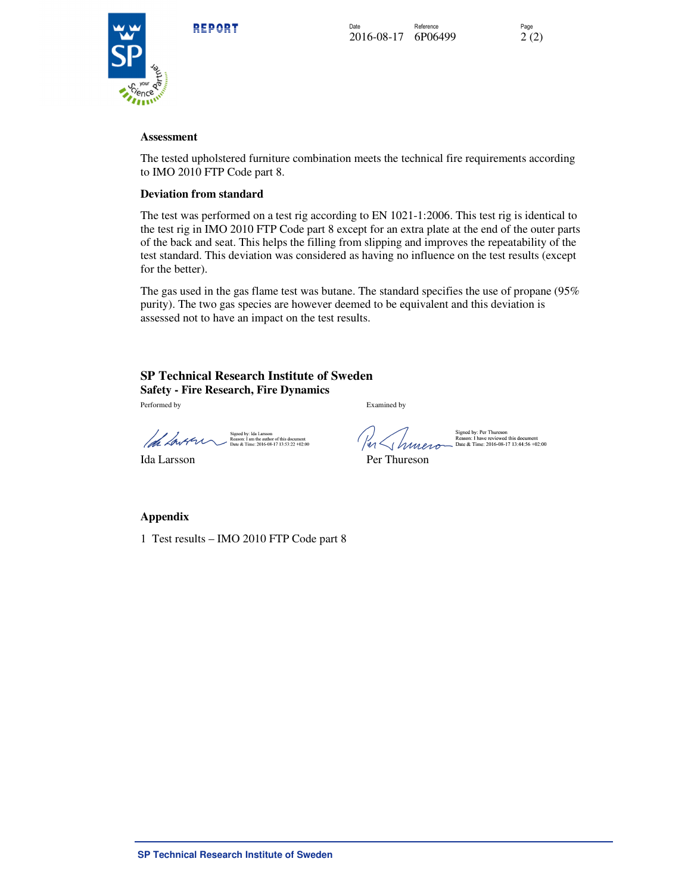### Assessment

The tested upholstered furniture combination meets the technical fire requirements according to IMO 2010 FTP Code part 8.

### Deviation from standard

The test was performed on a test rig according to EN 1021-1:2006. This test rig is identical to the test rig in IMO 2010 FTP Code part 8 except for an extra plate at the end of the outer parts of the back and seat. This helps the filling from slipping and improves the repeatability of the test standard. This deviation was considered as having no influence on the test results (except for the better).

The gas used in the gas flame test was butane. The standard specifies the use of propane (95% purity). The two gas species are however deemed to be equivalent and this deviation is assessed not to have an impact on the test results.

## SP Technical Research Institute of Sweden

**Safety - Fire Research, Fire Dynamics**

| Performed by | Examined by |
|---|---|
| Signed by: Ida Larsson<br>Reason: I am the author of this document<br>Date & Time: 2016-08-17 13:53:22 +02:00 | Signed by: Per Thureson<br>Reason: I have reviewed this document<br>Date & Time: 2016-08-17 13:44:56 +02:00 |
| Ida Larsson | Per Thureson |

### Appendix

1 Test results – IMO 2010 FTP Code part 8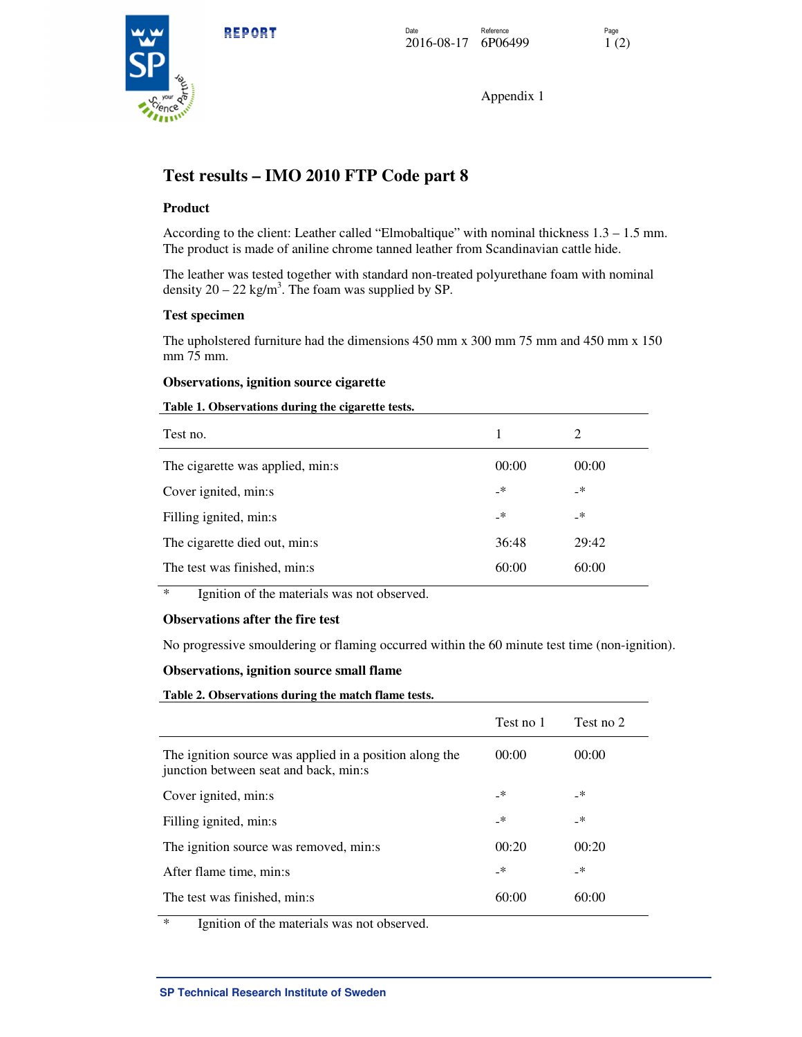Appendix 1

# Test results – IMO 2010 FTP Code part 8

### Product

According to the client: Leather called "Elmobaltique" with nominal thickness 1.3 – 1.5 mm. The product is made of aniline chrome tanned leather from Scandinavian cattle hide.

The leather was tested together with standard non-treated polyurethane foam with nominal density 20 – 22 kg/m$^3$. The foam was supplied by SP.

### Test specimen

The upholstered furniture had the dimensions 450 mm x 300 mm 75 mm and 450 mm x 150 mm 75 mm.

### Observations, ignition source cigarette

**Table 1. Observations during the cigarette tests.**

| Test no. | 1 | 2 |
|---|---|---|
| The cigarette was applied, min:s | 00:00 | 00:00 |
| Cover ignited, min:s | -* | -* |
| Filling ignited, min:s | -* | -* |
| The cigarette died out, min:s | 36:48 | 29:42 |
| The test was finished, min:s | 60:00 | 60:00 |

\* Ignition of the materials was not observed.

### Observations after the fire test

No progressive smouldering or flaming occurred within the 60 minute test time (non-ignition).

### Observations, ignition source small flame

**Table 2. Observations during the match flame tests.**

| | Test no 1 | Test no 2 |
|---|---|---|
| The ignition source was applied in a position along the junction between seat and back, min:s | 00:00 | 00:00 |
| Cover ignited, min:s | -* | -* |
| Filling ignited, min:s | -* | -* |
| The ignition source was removed, min:s | 00:20 | 00:20 |
| After flame time, min:s | -* | -* |
| The test was finished, min:s | 60:00 | 60:00 |

\* Ignition of the materials was not observed.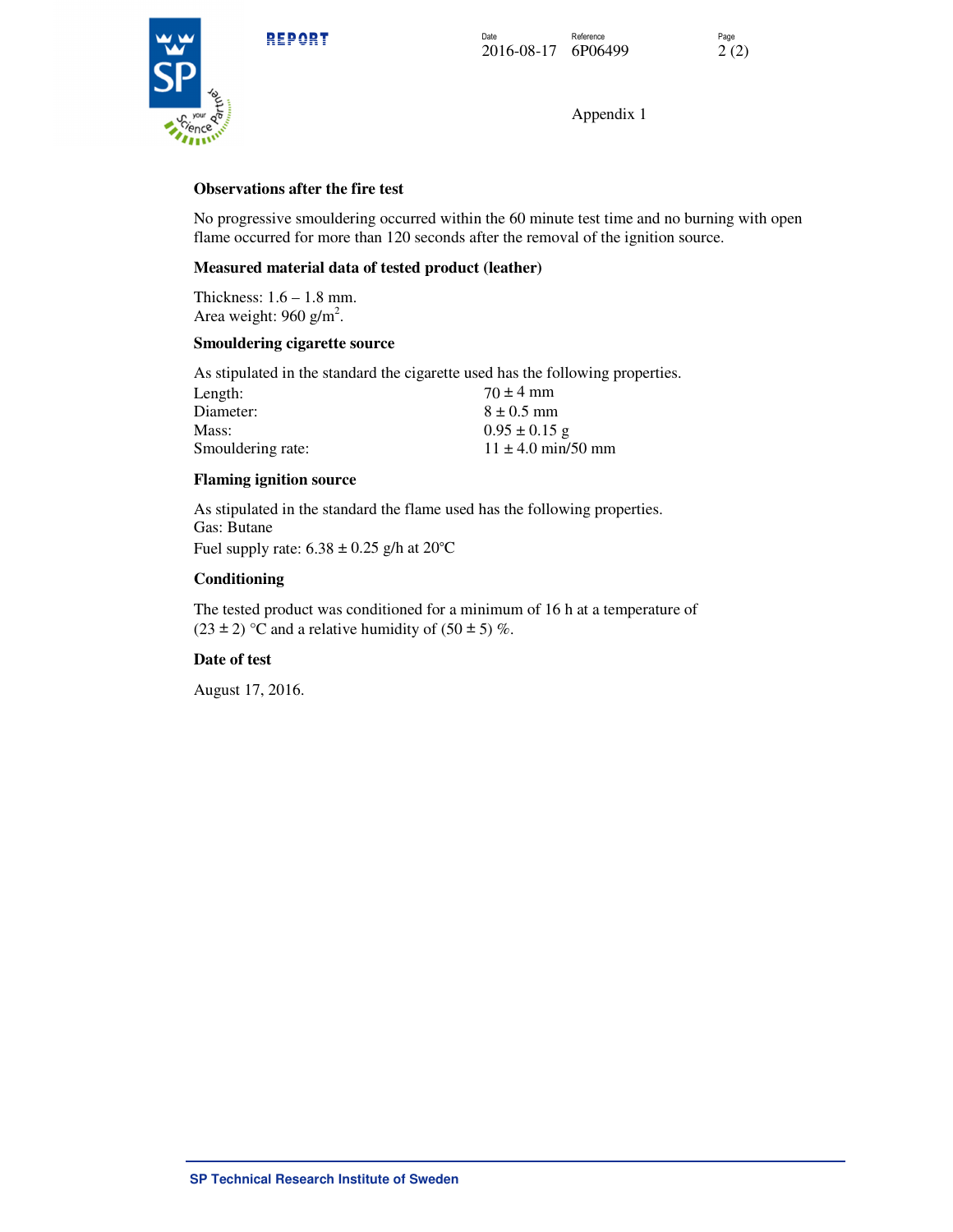Appendix 1

**Observations after the fire test**

No progressive smouldering occurred within the 60 minute test time and no burning with open flame occurred for more than 120 seconds after the removal of the ignition source.

**Measured material data of tested product (leather)**

Thickness: 1.6 – 1.8 mm.
Area weight: 960 g/m$^2$.

**Smouldering cigarette source**

As stipulated in the standard the cigarette used has the following properties.

| | |
|---|---|
| Length: | 70 ± 4 mm |
| Diameter: | 8 ± 0.5 mm |
| Mass: | 0.95 ± 0.15 g |
| Smouldering rate: | 11 ± 4.0 min/50 mm |

**Flaming ignition source**

As stipulated in the standard the flame used has the following properties.
Gas: Butane
Fuel supply rate: 6.38 ± 0.25 g/h at 20°C

**Conditioning**

The tested product was conditioned for a minimum of 16 h at a temperature of (23 ± 2) °C and a relative humidity of (50 ± 5) %.

**Date of test**

August 17, 2016.